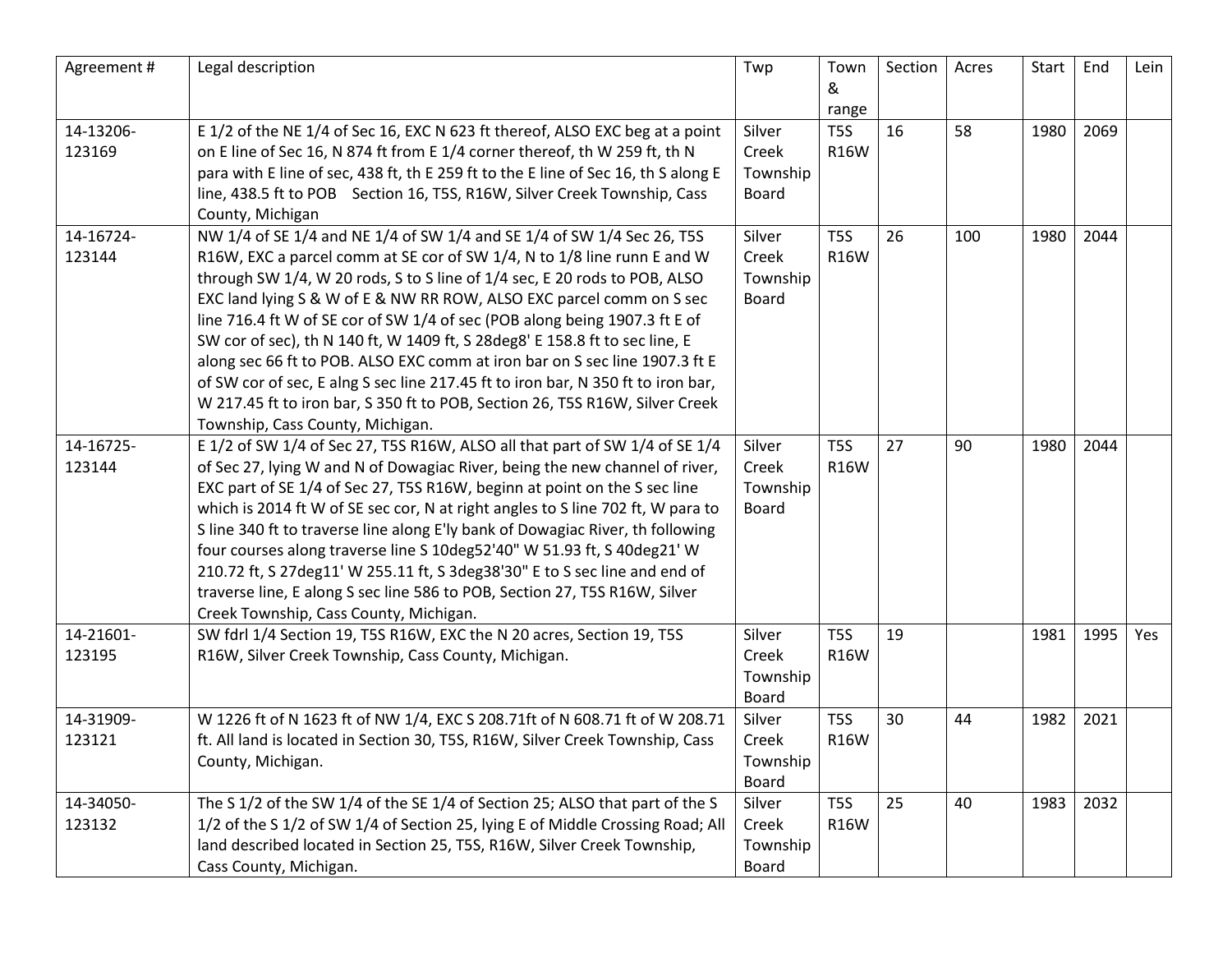| Agreement # | Legal description | Twp | Town & range | Section | Acres | Start | End | Lein |
|---|---|---|---|---|---|---|---|---|
| 14-13206-123169 | E 1/2 of the NE 1/4 of Sec 16, EXC N 623 ft thereof, ALSO EXC beg at a point on E line of Sec 16, N 874 ft from E 1/4 corner thereof, th W 259 ft, th N para with E line of sec, 438 ft, th E 259 ft to the E line of Sec 16, th S along E line, 438.5 ft to POB Section 16, T5S, R16W, Silver Creek Township, Cass County, Michigan | Silver Creek Township Board | T5S R16W | 16 | 58 | 1980 | 2069 | |
| 14-16724-123144 | NW 1/4 of SE 1/4 and NE 1/4 of SW 1/4 and SE 1/4 of SW 1/4 Sec 26, T5S R16W, EXC a parcel comm at SE cor of SW 1/4, N to 1/8 line runn E and W through SW 1/4, W 20 rods, S to S line of 1/4 sec, E 20 rods to POB, ALSO EXC land lying S & W of E & NW RR ROW, ALSO EXC parcel comm on S sec line 716.4 ft W of SE cor of SW 1/4 of sec (POB along being 1907.3 ft E of SW cor of sec), th N 140 ft, W 1409 ft, S 28deg8' E 158.8 ft to sec line, E along sec 66 ft to POB. ALSO EXC comm at iron bar on S sec line 1907.3 ft E of SW cor of sec, E alng S sec line 217.45 ft to iron bar, N 350 ft to iron bar, W 217.45 ft to iron bar, S 350 ft to POB, Section 26, T5S R16W, Silver Creek Township, Cass County, Michigan. | Silver Creek Township Board | T5S R16W | 26 | 100 | 1980 | 2044 | |
| 14-16725-123144 | E 1/2 of SW 1/4 of Sec 27, T5S R16W, ALSO all that part of SW 1/4 of SE 1/4 of Sec 27, lying W and N of Dowagiac River, being the new channel of river, EXC part of SE 1/4 of Sec 27, T5S R16W, beginn at point on the S sec line which is 2014 ft W of SE sec cor, N at right angles to S line 702 ft, W para to S line 340 ft to traverse line along E'ly bank of Dowagiac River, th following four courses along traverse line S 10deg52'40" W 51.93 ft, S 40deg21' W 210.72 ft, S 27deg11' W 255.11 ft, S 3deg38'30" E to S sec line and end of traverse line, E along S sec line 586 to POB, Section 27, T5S R16W, Silver Creek Township, Cass County, Michigan. | Silver Creek Township Board | T5S R16W | 27 | 90 | 1980 | 2044 | |
| 14-21601-123195 | SW fdrl 1/4 Section 19, T5S R16W, EXC the N 20 acres, Section 19, T5S R16W, Silver Creek Township, Cass County, Michigan. | Silver Creek Township Board | T5S R16W | 19 | | 1981 | 1995 | Yes |
| 14-31909-123121 | W 1226 ft of N 1623 ft of NW 1/4, EXC S 208.71ft of N 608.71 ft of W 208.71 ft. All land is located in Section 30, T5S, R16W, Silver Creek Township, Cass County, Michigan. | Silver Creek Township Board | T5S R16W | 30 | 44 | 1982 | 2021 | |
| 14-34050-123132 | The S 1/2 of the SW 1/4 of the SE 1/4 of Section 25; ALSO that part of the S 1/2 of the S 1/2 of SW 1/4 of Section 25, lying E of Middle Crossing Road; All land described located in Section 25, T5S, R16W, Silver Creek Township, Cass County, Michigan. | Silver Creek Township Board | T5S R16W | 25 | 40 | 1983 | 2032 | |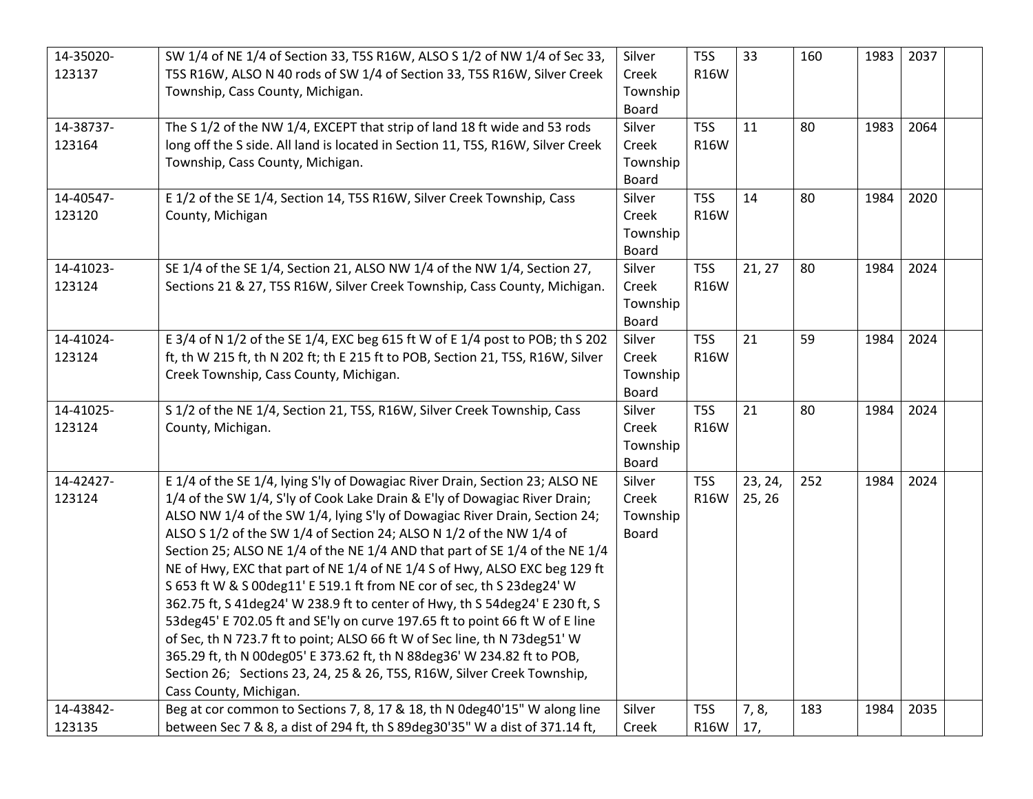| | | | | | | | | |
|---|---|---|---|---|---|---|---|---|
| 14-35020-123137 | SW 1/4 of NE 1/4 of Section 33, T5S R16W, ALSO S 1/2 of NW 1/4 of Sec 33, T5S R16W, ALSO N 40 rods of SW 1/4 of Section 33, T5S R16W, Silver Creek Township, Cass County, Michigan. | Silver Creek Township Board | T5S R16W | 33 | 160 | 1983 | 2037 | |
| 14-38737-123164 | The S 1/2 of the NW 1/4, EXCEPT that strip of land 18 ft wide and 53 rods long off the S side. All land is located in Section 11, T5S, R16W, Silver Creek Township, Cass County, Michigan. | Silver Creek Township Board | T5S R16W | 11 | 80 | 1983 | 2064 | |
| 14-40547-123120 | E 1/2 of the SE 1/4, Section 14, T5S R16W, Silver Creek Township, Cass County, Michigan | Silver Creek Township Board | T5S R16W | 14 | 80 | 1984 | 2020 | |
| 14-41023-123124 | SE 1/4 of the SE 1/4, Section 21, ALSO NW 1/4 of the NW 1/4, Section 27, Sections 21 & 27, T5S R16W, Silver Creek Township, Cass County, Michigan. | Silver Creek Township Board | T5S R16W | 21, 27 | 80 | 1984 | 2024 | |
| 14-41024-123124 | E 3/4 of N 1/2 of the SE 1/4, EXC beg 615 ft W of E 1/4 post to POB; th S 202 ft, th W 215 ft, th N 202 ft; th E 215 ft to POB, Section 21, T5S, R16W, Silver Creek Township, Cass County, Michigan. | Silver Creek Township Board | T5S R16W | 21 | 59 | 1984 | 2024 | |
| 14-41025-123124 | S 1/2 of the NE 1/4, Section 21, T5S, R16W, Silver Creek Township, Cass County, Michigan. | Silver Creek Township Board | T5S R16W | 21 | 80 | 1984 | 2024 | |
| 14-42427-123124 | E 1/4 of the SE 1/4, lying S'ly of Dowagiac River Drain, Section 23; ALSO NE 1/4 of the SW 1/4, S'ly of Cook Lake Drain & E'ly of Dowagiac River Drain; ALSO NW 1/4 of the SW 1/4, lying S'ly of Dowagiac River Drain, Section 24; ALSO S 1/2 of the SW 1/4 of Section 24; ALSO N 1/2 of the NW 1/4 of Section 25; ALSO NE 1/4 of the NE 1/4 AND that part of SE 1/4 of the NE 1/4 NE of Hwy, EXC that part of NE 1/4 of NE 1/4 S of Hwy, ALSO EXC beg 129 ft S 653 ft W & S 00deg11' E 519.1 ft from NE cor of sec, th S 23deg24' W 362.75 ft, S 41deg24' W 238.9 ft to center of Hwy, th S 54deg24' E 230 ft, S 53deg45' E 702.05 ft and SE'ly on curve 197.65 ft to point 66 ft W of E line of Sec, th N 723.7 ft to point; ALSO 66 ft W of Sec line, th N 73deg51' W 365.29 ft, th N 00deg05' E 373.62 ft, th N 88deg36' W 234.82 ft to POB, Section 26; Sections 23, 24, 25 & 26, T5S, R16W, Silver Creek Township, Cass County, Michigan. | Silver Creek Township Board | T5S R16W | 23, 24, 25, 26 | 252 | 1984 | 2024 | |
| 14-43842-123135 | Beg at cor common to Sections 7, 8, 17 & 18, th N 0deg40'15" W along line between Sec 7 & 8, a dist of 294 ft, th S 89deg30'35" W a dist of 371.14 ft, | Silver Creek | T5S R16W | 7, 8, 17, | 183 | 1984 | 2035 | |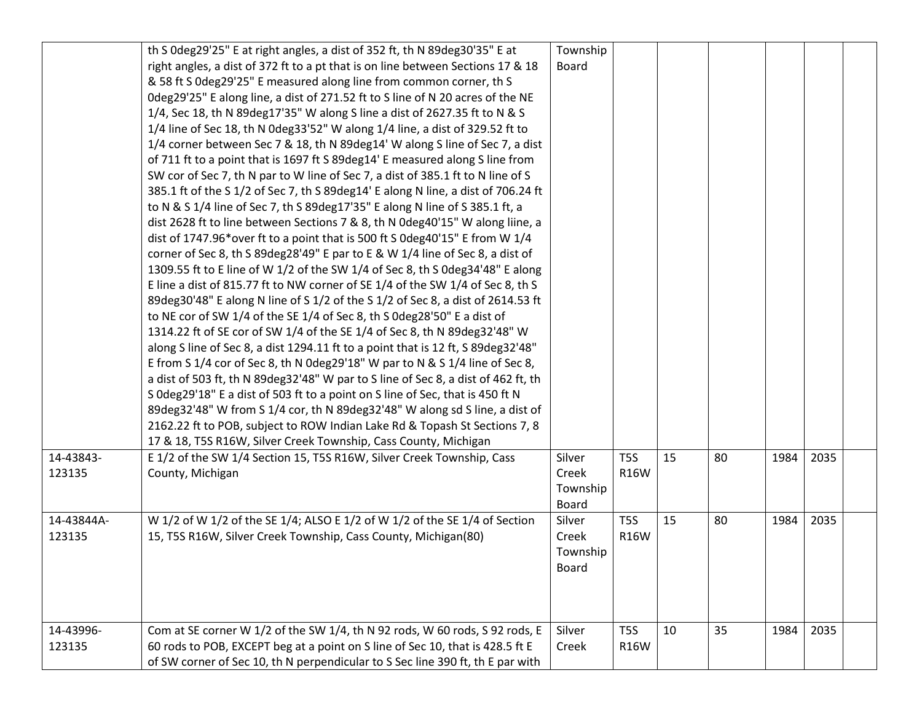| | | | | | | | | |
|---|---|---|---|---|---|---|---|---|
| | th S 0deg29'25" E at right angles, a dist of 352 ft, th N 89deg30'35" E at right angles, a dist of 372 ft to a pt that is on line between Sections 17 & 18 & 58 ft S 0deg29'25" E measured along line from common corner, th S 0deg29'25" E along line, a dist of 271.52 ft to S line of N 20 acres of the NE 1/4, Sec 18, th N 89deg17'35" W along S line a dist of 2627.35 ft to N & S 1/4 line of Sec 18, th N 0deg33'52" W along 1/4 line, a dist of 329.52 ft to 1/4 corner between Sec 7 & 18, th N 89deg14' W along S line of Sec 7, a dist of 711 ft to a point that is 1697 ft S 89deg14' E measured along S line from SW cor of Sec 7, th N par to W line of Sec 7, a dist of 385.1 ft to N line of S 385.1 ft of the S 1/2 of Sec 7, th S 89deg14' E along N line, a dist of 706.24 ft to N & S 1/4 line of Sec 7, th S 89deg17'35" E along N line of S 385.1 ft, a dist 2628 ft to line between Sections 7 & 8, th N 0deg40'15" W along liine, a dist of 1747.96*over ft to a point that is 500 ft S 0deg40'15" E from W 1/4 corner of Sec 8, th S 89deg28'49" E par to E & W 1/4 line of Sec 8, a dist of 1309.55 ft to E line of W 1/2 of the SW 1/4 of Sec 8, th S 0deg34'48" E along E line a dist of 815.77 ft to NW corner of SE 1/4 of the SW 1/4 of Sec 8, th S 89deg30'48" E along N line of S 1/2 of the S 1/2 of Sec 8, a dist of 2614.53 ft to NE cor of SW 1/4 of the SE 1/4 of Sec 8, th S 0deg28'50" E a dist of 1314.22 ft of SE cor of SW 1/4 of the SE 1/4 of Sec 8, th N 89deg32'48" W along S line of Sec 8, a dist 1294.11 ft to a point that is 12 ft, S 89deg32'48" E from S 1/4 cor of Sec 8, th N 0deg29'18" W par to N & S 1/4 line of Sec 8, a dist of 503 ft, th N 89deg32'48" W par to S line of Sec 8, a dist of 462 ft, th S 0deg29'18" E a dist of 503 ft to a point on S line of Sec, that is 450 ft N 89deg32'48" W from S 1/4 cor, th N 89deg32'48" W along sd S line, a dist of 2162.22 ft to POB, subject to ROW Indian Lake Rd & Topash St Sections 7, 8 17 & 18, T5S R16W, Silver Creek Township, Cass County, Michigan | Township Board | | | | | | |
| 14-43843-123135 | E 1/2 of the SW 1/4 Section 15, T5S R16W, Silver Creek Township, Cass County, Michigan | Silver Creek Township Board | T5S R16W | 15 | 80 | 1984 | 2035 | |
| 14-43844A-123135 | W 1/2 of W 1/2 of the SE 1/4; ALSO E 1/2 of W 1/2 of the SE 1/4 of Section 15, T5S R16W, Silver Creek Township, Cass County, Michigan(80) | Silver Creek Township Board | T5S R16W | 15 | 80 | 1984 | 2035 | |
| 14-43996-123135 | Com at SE corner W 1/2 of the SW 1/4, th N 92 rods, W 60 rods, S 92 rods, E 60 rods to POB, EXCEPT beg at a point on S line of Sec 10, that is 428.5 ft E of SW corner of Sec 10, th N perpendicular to S Sec line 390 ft, th E par with | Silver Creek | T5S R16W | 10 | 35 | 1984 | 2035 | |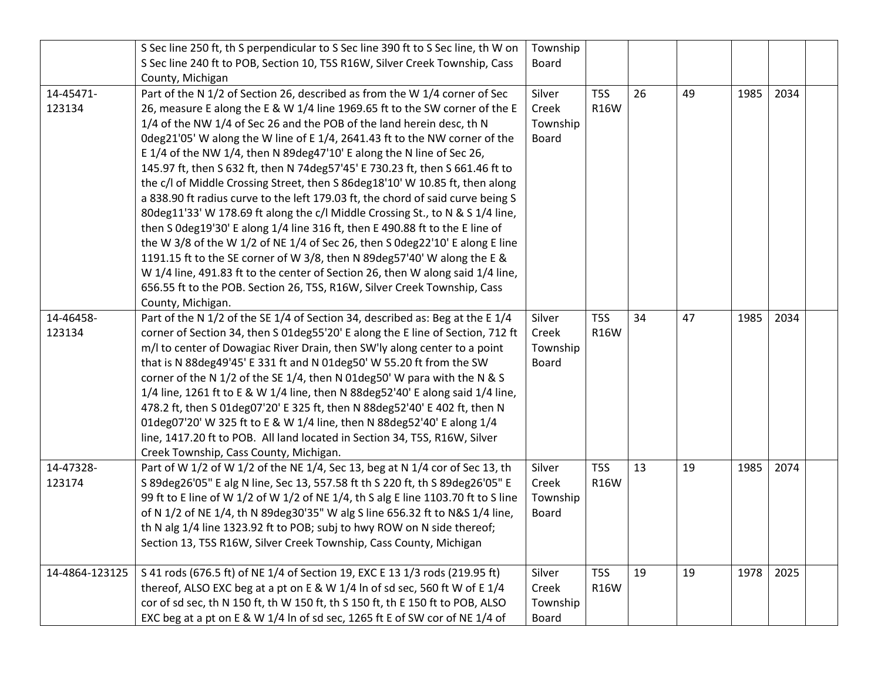| | | | | | | | | |
|---|---|---|---|---|---|---|---|---|
| | S Sec line 250 ft, th S perpendicular to S Sec line 390 ft to S Sec line, th W on S Sec line 240 ft to POB, Section 10, T5S R16W, Silver Creek Township, Cass County, Michigan | Township Board | | | | | | |
| 14-45471-123134 | Part of the N 1/2 of Section 26, described as from the W 1/4 corner of Sec 26, measure E along the E & W 1/4 line 1969.65 ft to the SW corner of the E 1/4 of the NW 1/4 of Sec 26 and the POB of the land herein desc, th N 0deg21'05' W along the W line of E 1/4, 2641.43 ft to the NW corner of the E 1/4 of the NW 1/4, then N 89deg47'10' E along the N line of Sec 26, 145.97 ft, then S 632 ft, then N 74deg57'45' E 730.23 ft, then S 661.46 ft to the c/l of Middle Crossing Street, then S 86deg18'10' W 10.85 ft, then along a 838.90 ft radius curve to the left 179.03 ft, the chord of said curve being S 80deg11'33' W 178.69 ft along the c/l Middle Crossing St., to N & S 1/4 line, then S 0deg19'30' E along 1/4 line 316 ft, then E 490.88 ft to the E line of the W 3/8 of the W 1/2 of NE 1/4 of Sec 26, then S 0deg22'10' E along E line 1191.15 ft to the SE corner of W 3/8, then N 89deg57'40' W along the E & W 1/4 line, 491.83 ft to the center of Section 26, then W along said 1/4 line, 656.55 ft to the POB. Section 26, T5S, R16W, Silver Creek Township, Cass County, Michigan. | Silver Creek Township Board | T5S R16W | 26 | 49 | 1985 | 2034 | |
| 14-46458-123134 | Part of the N 1/2 of the SE 1/4 of Section 34, described as: Beg at the E 1/4 corner of Section 34, then S 01deg55'20' E along the E line of Section, 712 ft m/l to center of Dowagiac River Drain, then SW'ly along center to a point that is N 88deg49'45' E 331 ft and N 01deg50' W 55.20 ft from the SW corner of the N 1/2 of the SE 1/4, then N 01deg50' W para with the N & S 1/4 line, 1261 ft to E & W 1/4 line, then N 88deg52'40' E along said 1/4 line, 478.2 ft, then S 01deg07'20' E 325 ft, then N 88deg52'40' E 402 ft, then N 01deg07'20' W 325 ft to E & W 1/4 line, then N 88deg52'40' E along 1/4 line, 1417.20 ft to POB. All land located in Section 34, T5S, R16W, Silver Creek Township, Cass County, Michigan. | Silver Creek Township Board | T5S R16W | 34 | 47 | 1985 | 2034 | |
| 14-47328-123174 | Part of W 1/2 of W 1/2 of the NE 1/4, Sec 13, beg at N 1/4 cor of Sec 13, th S 89deg26'05" E alg N line, Sec 13, 557.58 ft th S 220 ft, th S 89deg26'05" E 99 ft to E line of W 1/2 of W 1/2 of NE 1/4, th S alg E line 1103.70 ft to S line of N 1/2 of NE 1/4, th N 89deg30'35" W alg S line 656.32 ft to N&S 1/4 line, th N alg 1/4 line 1323.92 ft to POB; subj to hwy ROW on N side thereof; Section 13, T5S R16W, Silver Creek Township, Cass County, Michigan | Silver Creek Township Board | T5S R16W | 13 | 19 | 1985 | 2074 | |
| 14-4864-123125 | S 41 rods (676.5 ft) of NE 1/4 of Section 19, EXC E 13 1/3 rods (219.95 ft) thereof, ALSO EXC beg at a pt on E & W 1/4 ln of sd sec, 560 ft W of E 1/4 cor of sd sec, th N 150 ft, th W 150 ft, th S 150 ft, th E 150 ft to POB, ALSO EXC beg at a pt on E & W 1/4 ln of sd sec, 1265 ft E of SW cor of NE 1/4 of | Silver Creek Township Board | T5S R16W | 19 | 19 | 1978 | 2025 | |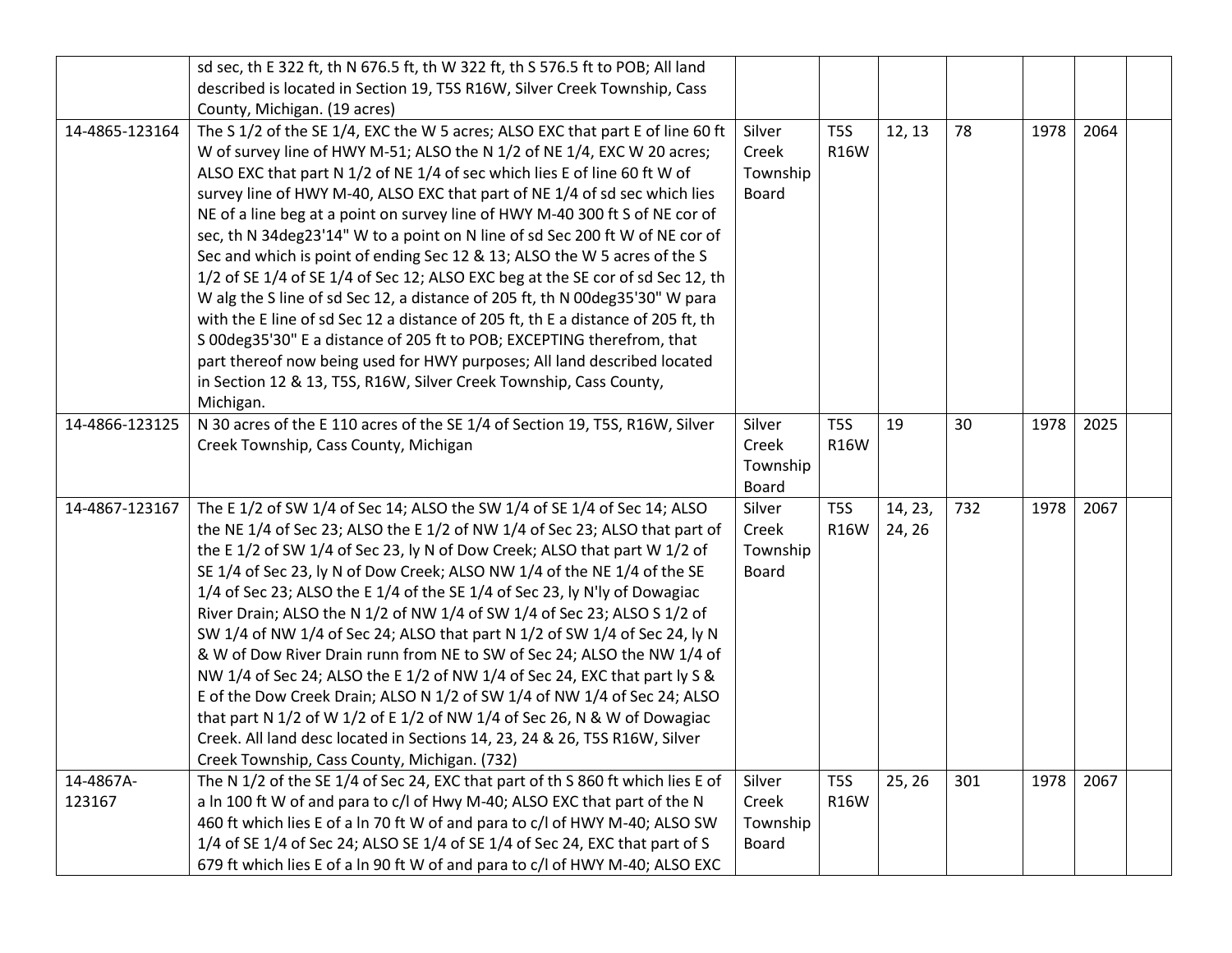| | | | | | | | | |
|---|---|---|---|---|---|---|---|---|
| | sd sec, th E 322 ft, th N 676.5 ft, th W 322 ft, th S 576.5 ft to POB; All land described is located in Section 19, T5S R16W, Silver Creek Township, Cass County, Michigan. (19 acres) | | | | | | | |
| 14-4865-123164 | The S 1/2 of the SE 1/4, EXC the W 5 acres; ALSO EXC that part E of line 60 ft W of survey line of HWY M-51; ALSO the N 1/2 of NE 1/4, EXC W 20 acres; ALSO EXC that part N 1/2 of NE 1/4 of sec which lies E of line 60 ft W of survey line of HWY M-40, ALSO EXC that part of NE 1/4 of sd sec which lies NE of a line beg at a point on survey line of HWY M-40 300 ft S of NE cor of sec, th N 34deg23'14" W to a point on N line of sd Sec 200 ft W of NE cor of Sec and which is point of ending Sec 12 & 13; ALSO the W 5 acres of the S 1/2 of SE 1/4 of SE 1/4 of Sec 12; ALSO EXC beg at the SE cor of sd Sec 12, th W alg the S line of sd Sec 12, a distance of 205 ft, th N 00deg35'30" W para with the E line of sd Sec 12 a distance of 205 ft, th E a distance of 205 ft, th S 00deg35'30" E a distance of 205 ft to POB; EXCEPTING therefrom, that part thereof now being used for HWY purposes; All land described located in Section 12 & 13, T5S, R16W, Silver Creek Township, Cass County, Michigan. | Silver Creek Township Board | T5S R16W | 12, 13 | 78 | 1978 | 2064 | |
| 14-4866-123125 | N 30 acres of the E 110 acres of the SE 1/4 of Section 19, T5S, R16W, Silver Creek Township, Cass County, Michigan | Silver Creek Township Board | T5S R16W | 19 | 30 | 1978 | 2025 | |
| 14-4867-123167 | The E 1/2 of SW 1/4 of Sec 14; ALSO the SW 1/4 of SE 1/4 of Sec 14; ALSO the NE 1/4 of Sec 23; ALSO the E 1/2 of NW 1/4 of Sec 23; ALSO that part of the E 1/2 of SW 1/4 of Sec 23, ly N of Dow Creek; ALSO that part W 1/2 of SE 1/4 of Sec 23, ly N of Dow Creek; ALSO NW 1/4 of the NE 1/4 of the SE 1/4 of Sec 23; ALSO the E 1/4 of the SE 1/4 of Sec 23, ly N'ly of Dowagiac River Drain; ALSO the N 1/2 of NW 1/4 of SW 1/4 of Sec 23; ALSO S 1/2 of SW 1/4 of NW 1/4 of Sec 24; ALSO that part N 1/2 of SW 1/4 of Sec 24, ly N & W of Dow River Drain runn from NE to SW of Sec 24; ALSO the NW 1/4 of NW 1/4 of Sec 24; ALSO the E 1/2 of NW 1/4 of Sec 24, EXC that part ly S & E of the Dow Creek Drain; ALSO N 1/2 of SW 1/4 of NW 1/4 of Sec 24; ALSO that part N 1/2 of W 1/2 of E 1/2 of NW 1/4 of Sec 26, N & W of Dowagiac Creek. All land desc located in Sections 14, 23, 24 & 26, T5S R16W, Silver Creek Township, Cass County, Michigan. (732) | Silver Creek Township Board | T5S R16W | 14, 23, 24, 26 | 732 | 1978 | 2067 | |
| 14-4867A-123167 | The N 1/2 of the SE 1/4 of Sec 24, EXC that part of th S 860 ft which lies E of a ln 100 ft W of and para to c/l of Hwy M-40; ALSO EXC that part of the N 460 ft which lies E of a ln 70 ft W of and para to c/l of HWY M-40; ALSO SW 1/4 of SE 1/4 of Sec 24; ALSO SE 1/4 of SE 1/4 of Sec 24, EXC that part of S 679 ft which lies E of a ln 90 ft W of and para to c/l of HWY M-40; ALSO EXC | Silver Creek Township Board | T5S R16W | 25, 26 | 301 | 1978 | 2067 | |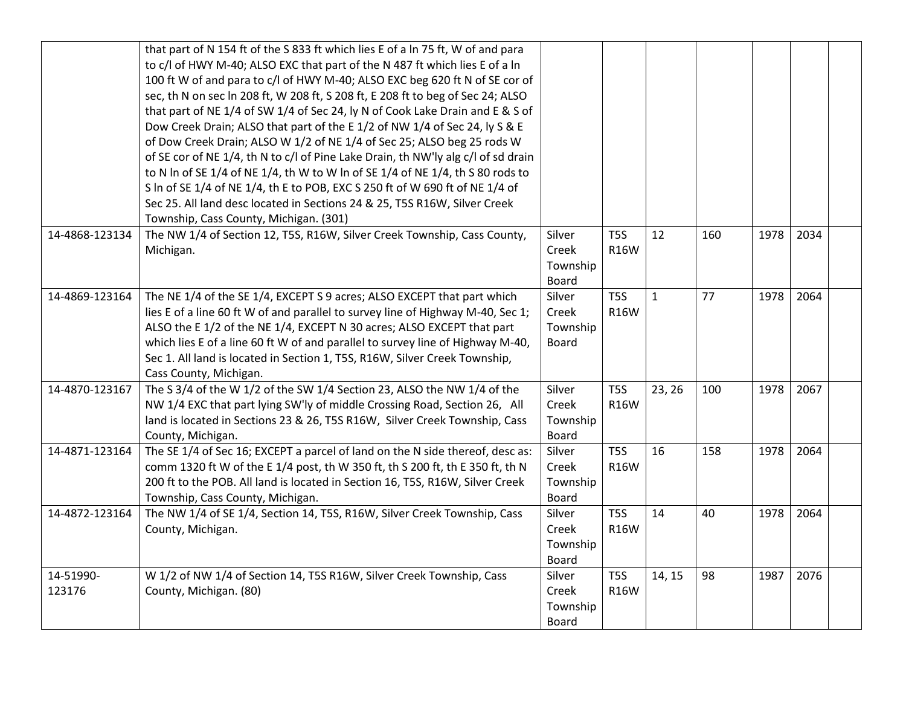| | | | | | | | | |
|---|---|---|---|---|---|---|---|---|
| | that part of N 154 ft of the S 833 ft which lies E of a ln 75 ft, W of and para to c/l of HWY M-40; ALSO EXC that part of the N 487 ft which lies E of a ln 100 ft W of and para to c/l of HWY M-40; ALSO EXC beg 620 ft N of SE cor of sec, th N on sec ln 208 ft, W 208 ft, S 208 ft, E 208 ft to beg of Sec 24; ALSO that part of NE 1/4 of SW 1/4 of Sec 24, ly N of Cook Lake Drain and E & S of Dow Creek Drain; ALSO that part of the E 1/2 of NW 1/4 of Sec 24, ly S & E of Dow Creek Drain; ALSO W 1/2 of NE 1/4 of Sec 25; ALSO beg 25 rods W of SE cor of NE 1/4, th N to c/l of Pine Lake Drain, th NW'ly alg c/l of sd drain to N ln of SE 1/4 of NE 1/4, th W to W ln of SE 1/4 of NE 1/4, th S 80 rods to S ln of SE 1/4 of NE 1/4, th E to POB, EXC S 250 ft of W 690 ft of NE 1/4 of Sec 25. All land desc located in Sections 24 & 25, T5S R16W, Silver Creek Township, Cass County, Michigan. (301) | | | | | | | |
| 14-4868-123134 | The NW 1/4 of Section 12, T5S, R16W, Silver Creek Township, Cass County, Michigan. | Silver Creek Township Board | T5S R16W | 12 | 160 | 1978 | 2034 | |
| 14-4869-123164 | The NE 1/4 of the SE 1/4, EXCEPT S 9 acres; ALSO EXCEPT that part which lies E of a line 60 ft W of and parallel to survey line of Highway M-40, Sec 1; ALSO the E 1/2 of the NE 1/4, EXCEPT N 30 acres; ALSO EXCEPT that part which lies E of a line 60 ft W of and parallel to survey line of Highway M-40, Sec 1. All land is located in Section 1, T5S, R16W, Silver Creek Township, Cass County, Michigan. | Silver Creek Township Board | T5S R16W | 1 | 77 | 1978 | 2064 | |
| 14-4870-123167 | The S 3/4 of the W 1/2 of the SW 1/4 Section 23, ALSO the NW 1/4 of the NW 1/4 EXC that part lying SW'ly of middle Crossing Road, Section 26, All land is located in Sections 23 & 26, T5S R16W, Silver Creek Township, Cass County, Michigan. | Silver Creek Township Board | T5S R16W | 23, 26 | 100 | 1978 | 2067 | |
| 14-4871-123164 | The SE 1/4 of Sec 16; EXCEPT a parcel of land on the N side thereof, desc as: comm 1320 ft W of the E 1/4 post, th W 350 ft, th S 200 ft, th E 350 ft, th N 200 ft to the POB. All land is located in Section 16, T5S, R16W, Silver Creek Township, Cass County, Michigan. | Silver Creek Township Board | T5S R16W | 16 | 158 | 1978 | 2064 | |
| 14-4872-123164 | The NW 1/4 of SE 1/4, Section 14, T5S, R16W, Silver Creek Township, Cass County, Michigan. | Silver Creek Township Board | T5S R16W | 14 | 40 | 1978 | 2064 | |
| 14-51990-123176 | W 1/2 of NW 1/4 of Section 14, T5S R16W, Silver Creek Township, Cass County, Michigan. (80) | Silver Creek Township Board | T5S R16W | 14, 15 | 98 | 1987 | 2076 | |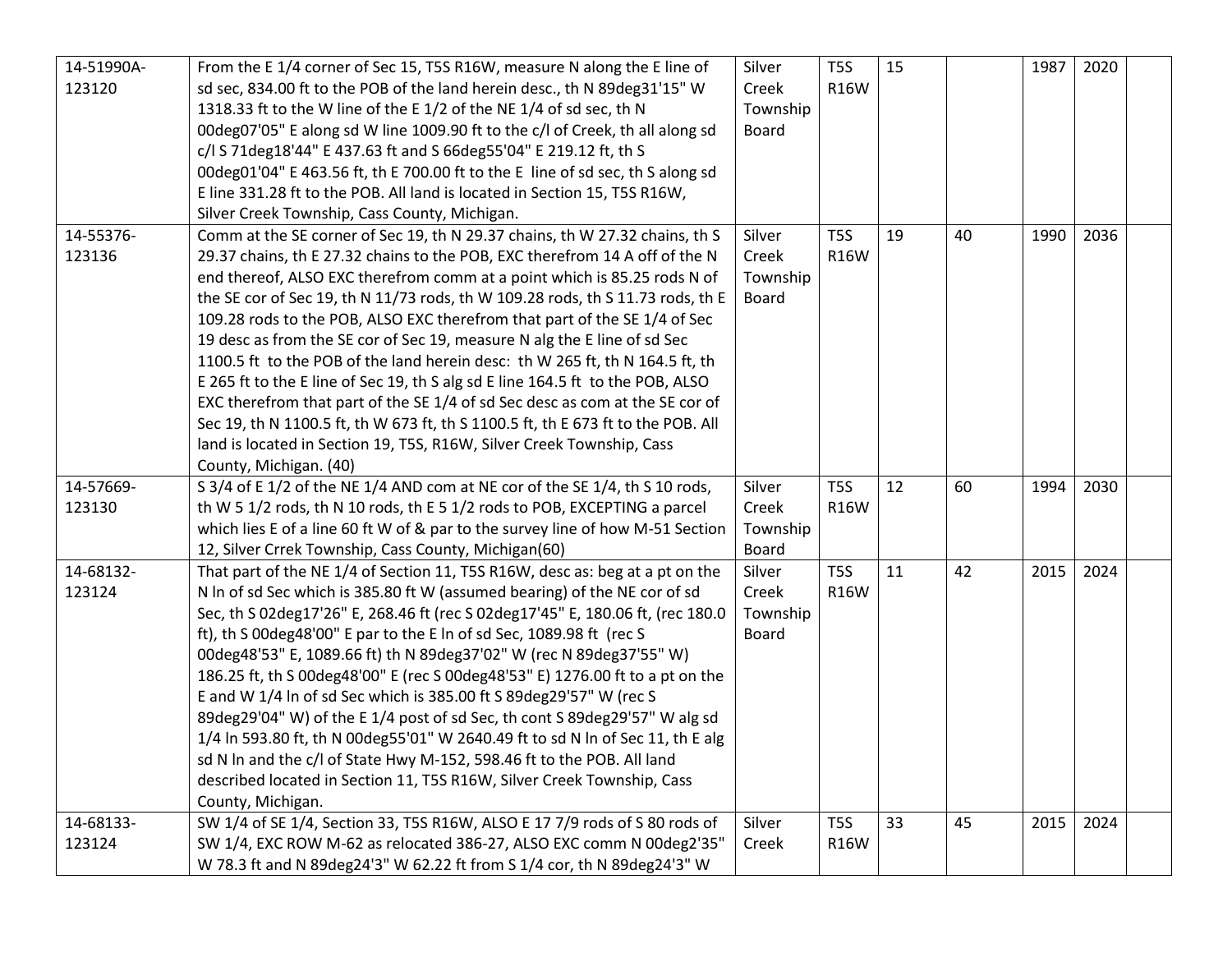| | | | | | | | | |
|---|---|---|---|---|---|---|---|---|
| 14-51990A-123120 | From the E 1/4 corner of Sec 15, T5S R16W, measure N along the E line of sd sec, 834.00 ft to the POB of the land herein desc., th N 89deg31'15" W 1318.33 ft to the W line of the E 1/2 of the NE 1/4 of sd sec, th N 00deg07'05" E along sd W line 1009.90 ft to the c/l of Creek, th all along sd c/l S 71deg18'44" E 437.63 ft and S 66deg55'04" E 219.12 ft, th S 00deg01'04" E 463.56 ft, th E 700.00 ft to the E line of sd sec, th S along sd E line 331.28 ft to the POB. All land is located in Section 15, T5S R16W, Silver Creek Township, Cass County, Michigan. | Silver Creek Township Board | T5S R16W | 15 | | 1987 | 2020 | |
| 14-55376-123136 | Comm at the SE corner of Sec 19, th N 29.37 chains, th W 27.32 chains, th S 29.37 chains, th E 27.32 chains to the POB, EXC therefrom 14 A off of the N end thereof, ALSO EXC therefrom comm at a point which is 85.25 rods N of the SE cor of Sec 19, th N 11/73 rods, th W 109.28 rods, th S 11.73 rods, th E 109.28 rods to the POB, ALSO EXC therefrom that part of the SE 1/4 of Sec 19 desc as from the SE cor of Sec 19, measure N alg the E line of sd Sec 1100.5 ft to the POB of the land herein desc: th W 265 ft, th N 164.5 ft, th E 265 ft to the E line of Sec 19, th S alg sd E line 164.5 ft to the POB, ALSO EXC therefrom that part of the SE 1/4 of sd Sec desc as com at the SE cor of Sec 19, th N 1100.5 ft, th W 673 ft, th S 1100.5 ft, th E 673 ft to the POB. All land is located in Section 19, T5S, R16W, Silver Creek Township, Cass County, Michigan. (40) | Silver Creek Township Board | T5S R16W | 19 | 40 | 1990 | 2036 | |
| 14-57669-123130 | S 3/4 of E 1/2 of the NE 1/4 AND com at NE cor of the SE 1/4, th S 10 rods, th W 5 1/2 rods, th N 10 rods, th E 5 1/2 rods to POB, EXCEPTING a parcel which lies E of a line 60 ft W of & par to the survey line of how M-51 Section 12, Silver Crrek Township, Cass County, Michigan(60) | Silver Creek Township Board | T5S R16W | 12 | 60 | 1994 | 2030 | |
| 14-68132-123124 | That part of the NE 1/4 of Section 11, T5S R16W, desc as: beg at a pt on the N ln of sd Sec which is 385.80 ft W (assumed bearing) of the NE cor of sd Sec, th S 02deg17'26" E, 268.46 ft (rec S 02deg17'45" E, 180.06 ft, (rec 180.0 ft), th S 00deg48'00" E par to the E ln of sd Sec, 1089.98 ft (rec S 00deg48'53" E, 1089.66 ft) th N 89deg37'02" W (rec N 89deg37'55" W) 186.25 ft, th S 00deg48'00" E (rec S 00deg48'53" E) 1276.00 ft to a pt on the E and W 1/4 ln of sd Sec which is 385.00 ft S 89deg29'57" W (rec S 89deg29'04" W) of the E 1/4 post of sd Sec, th cont S 89deg29'57" W alg sd 1/4 ln 593.80 ft, th N 00deg55'01" W 2640.49 ft to sd N ln of Sec 11, th E alg sd N ln and the c/l of State Hwy M-152, 598.46 ft to the POB. All land described located in Section 11, T5S R16W, Silver Creek Township, Cass County, Michigan. | Silver Creek Township Board | T5S R16W | 11 | 42 | 2015 | 2024 | |
| 14-68133-123124 | SW 1/4 of SE 1/4, Section 33, T5S R16W, ALSO E 17 7/9 rods of S 80 rods of SW 1/4, EXC ROW M-62 as relocated 386-27, ALSO EXC comm N 00deg2'35" W 78.3 ft and N 89deg24'3" W 62.22 ft from S 1/4 cor, th N 89deg24'3" W | Silver Creek | T5S R16W | 33 | 45 | 2015 | 2024 | |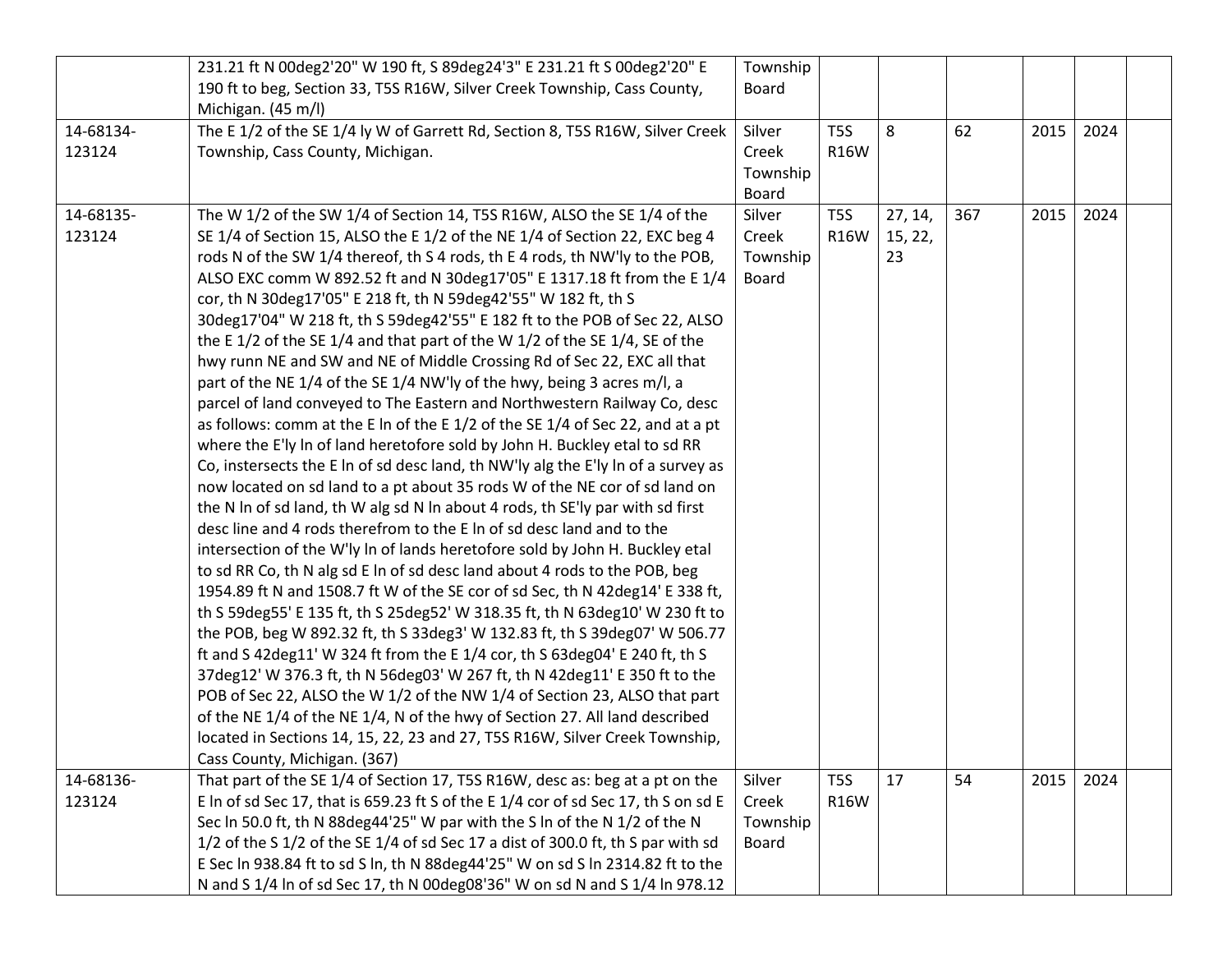| | | | | | | | | |
|---|---|---|---|---|---|---|---|---|
| | 231.21 ft N 00deg2'20" W 190 ft, S 89deg24'3" E 231.21 ft S 00deg2'20" E 190 ft to beg, Section 33, T5S R16W, Silver Creek Township, Cass County, Michigan. (45 m/l) | Township Board | | | | | | |
| 14-68134-123124 | The E 1/2 of the SE 1/4 ly W of Garrett Rd, Section 8, T5S R16W, Silver Creek Township, Cass County, Michigan. | Silver Creek Township Board | T5S R16W | 8 | 62 | 2015 | 2024 | |
| 14-68135-123124 | The W 1/2 of the SW 1/4 of Section 14, T5S R16W, ALSO the SE 1/4 of the SE 1/4 of Section 15, ALSO the E 1/2 of the NE 1/4 of Section 22, EXC beg 4 rods N of the SW 1/4 thereof, th S 4 rods, th E 4 rods, th NW'ly to the POB, ALSO EXC comm W 892.52 ft and N 30deg17'05" E 1317.18 ft from the E 1/4 cor, th N 30deg17'05" E 218 ft, th N 59deg42'55" W 182 ft, th S 30deg17'04" W 218 ft, th S 59deg42'55" E 182 ft to the POB of Sec 22, ALSO the E 1/2 of the SE 1/4 and that part of the W 1/2 of the SE 1/4, SE of the hwy runn NE and SW and NE of Middle Crossing Rd of Sec 22, EXC all that part of the NE 1/4 of the SE 1/4 NW'ly of the hwy, being 3 acres m/l, a parcel of land conveyed to The Eastern and Northwestern Railway Co, desc as follows: comm at the E ln of the E 1/2 of the SE 1/4 of Sec 22, and at a pt where the E'ly ln of land heretofore sold by John H. Buckley etal to sd RR Co, instersects the E ln of sd desc land, th NW'ly alg the E'ly ln of a survey as now located on sd land to a pt about 35 rods W of the NE cor of sd land on the N ln of sd land, th W alg sd N ln about 4 rods, th SE'ly par with sd first desc line and 4 rods therefrom to the E ln of sd desc land and to the intersection of the W'ly ln of lands heretofore sold by John H. Buckley etal to sd RR Co, th N alg sd E ln of sd desc land about 4 rods to the POB, beg 1954.89 ft N and 1508.7 ft W of the SE cor of sd Sec, th N 42deg14' E 338 ft, th S 59deg55' E 135 ft, th S 25deg52' W 318.35 ft, th N 63deg10' W 230 ft to the POB, beg W 892.32 ft, th S 33deg3' W 132.83 ft, th S 39deg07' W 506.77 ft and S 42deg11' W 324 ft from the E 1/4 cor, th S 63deg04' E 240 ft, th S 37deg12' W 376.3 ft, th N 56deg03' W 267 ft, th N 42deg11' E 350 ft to the POB of Sec 22, ALSO the W 1/2 of the NW 1/4 of Section 23, ALSO that part of the NE 1/4 of the NE 1/4, N of the hwy of Section 27. All land described located in Sections 14, 15, 22, 23 and 27, T5S R16W, Silver Creek Township, Cass County, Michigan. (367) | Silver Creek Township Board | T5S R16W | 27, 14, 15, 22, 23 | 367 | 2015 | 2024 | |
| 14-68136-123124 | That part of the SE 1/4 of Section 17, T5S R16W, desc as: beg at a pt on the E ln of sd Sec 17, that is 659.23 ft S of the E 1/4 cor of sd Sec 17, th S on sd E Sec ln 50.0 ft, th N 88deg44'25" W par with the S ln of the N 1/2 of the N 1/2 of the S 1/2 of the SE 1/4 of sd Sec 17 a dist of 300.0 ft, th S par with sd E Sec ln 938.84 ft to sd S ln, th N 88deg44'25" W on sd S ln 2314.82 ft to the N and S 1/4 ln of sd Sec 17, th N 00deg08'36" W on sd N and S 1/4 ln 978.12 | Silver Creek Township Board | T5S R16W | 17 | 54 | 2015 | 2024 | |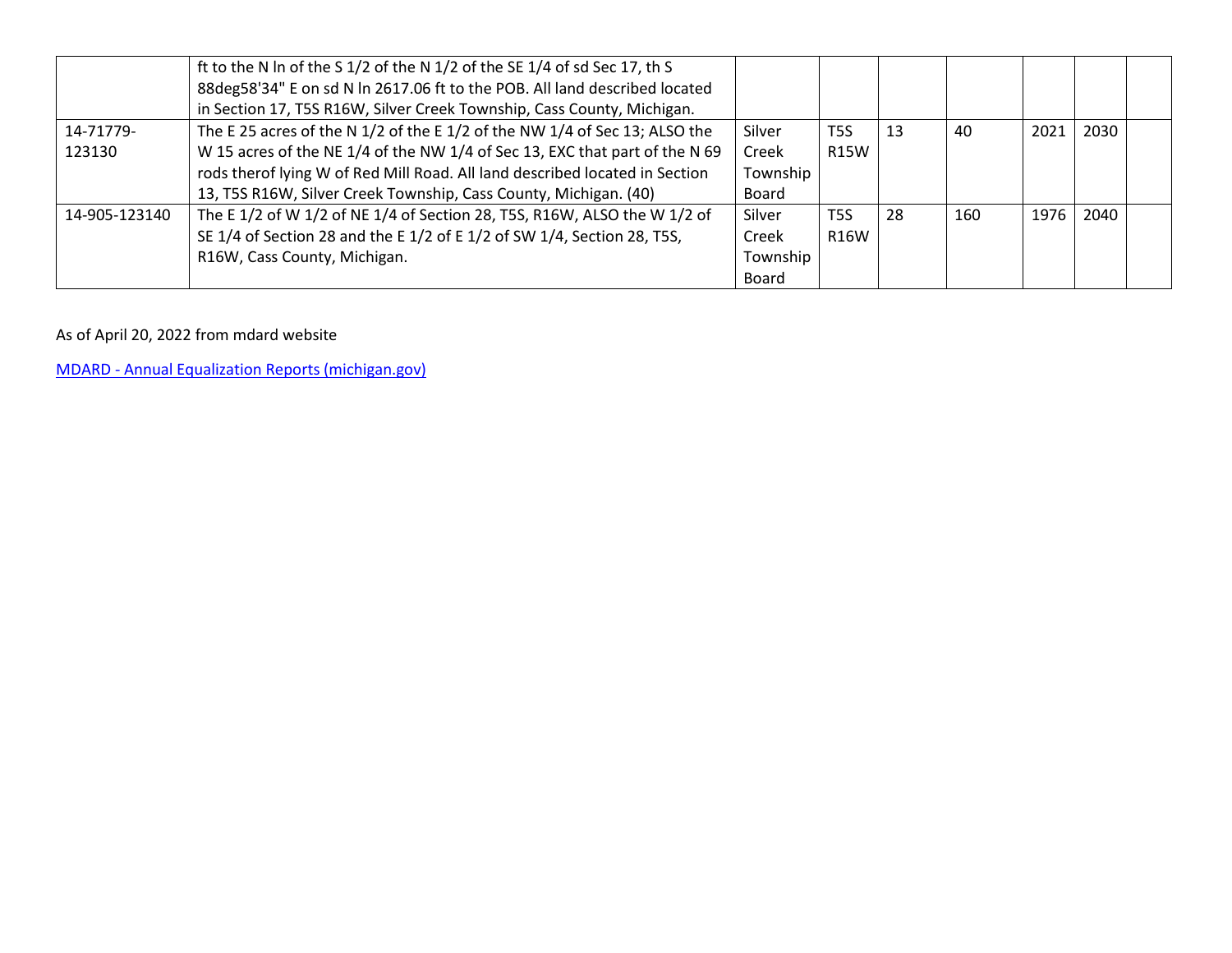| | | | | | | | | |
|---|---|---|---|---|---|---|---|---|
| | ft to the N ln of the S 1/2 of the N 1/2 of the SE 1/4 of sd Sec 17, th S 88deg58'34" E on sd N ln 2617.06 ft to the POB. All land described located in Section 17, T5S R16W, Silver Creek Township, Cass County, Michigan. | | | | | | | |
| 14-71779-123130 | The E 25 acres of the N 1/2 of the E 1/2 of the NW 1/4 of Sec 13; ALSO the W 15 acres of the NE 1/4 of the NW 1/4 of Sec 13, EXC that part of the N 69 rods therof lying W of Red Mill Road. All land described located in Section 13, T5S R16W, Silver Creek Township, Cass County, Michigan. (40) | Silver Creek Township Board | T5S R15W | 13 | 40 | 2021 | 2030 | |
| 14-905-123140 | The E 1/2 of W 1/2 of NE 1/4 of Section 28, T5S, R16W, ALSO the W 1/2 of SE 1/4 of Section 28 and the E 1/2 of E 1/2 of SW 1/4, Section 28, T5S, R16W, Cass County, Michigan. | Silver Creek Township Board | T5S R16W | 28 | 160 | 1976 | 2040 | |

As of April 20, 2022 from mdard website

[MDARD - Annual Equalization Reports (michigan.gov)]